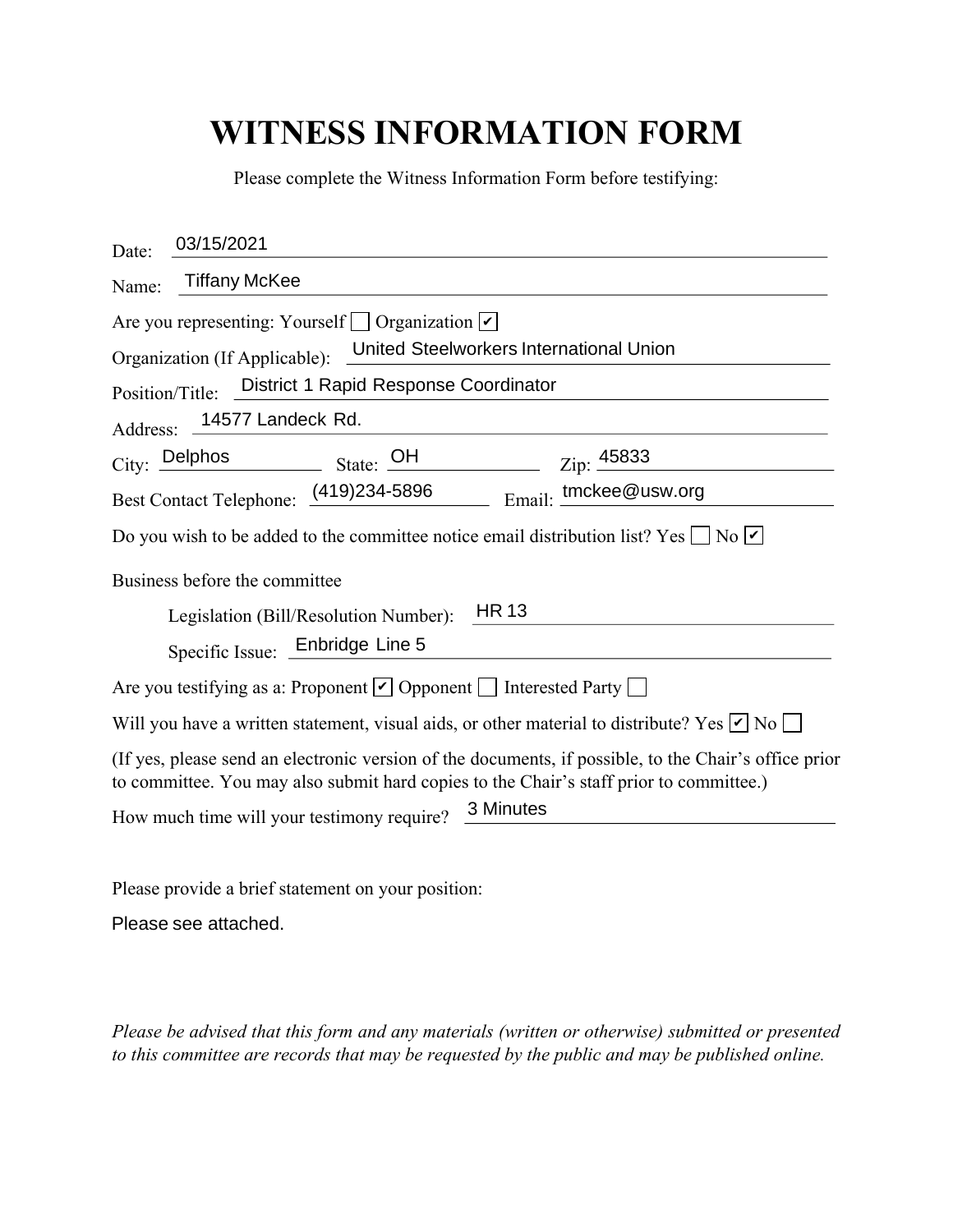# WITNESS INFORMATION FORM

Please complete the Witness Information Form before testifying:

Date: 03/15/2021

Name: Tiffany McKee

Are you representing: Yourself ☐ Organization ☑

Organization (If Applicable): United Steelworkers International Union

Position/Title: District 1 Rapid Response Coordinator

Address: 14577 Landeck Rd.

City: Delphos State: OH Zip: 45833

Best Contact Telephone: (419)234-5896 Email: tmckee@usw.org

Do you wish to be added to the committee notice email distribution list? Yes ☐ No ☑

Business before the committee

Legislation (Bill/Resolution Number): HR 13

Specific Issue: Enbridge Line 5

Are you testifying as a: Proponent ☑ Opponent ☐ Interested Party ☐

Will you have a written statement, visual aids, or other material to distribute? Yes ☑ No ☐

(If yes, please send an electronic version of the documents, if possible, to the Chair's office prior to committee. You may also submit hard copies to the Chair's staff prior to committee.)

How much time will your testimony require? 3 Minutes

Please provide a brief statement on your position:

Please see attached.

*Please be advised that this form and any materials (written or otherwise) submitted or presented to this committee are records that may be requested by the public and may be published online.*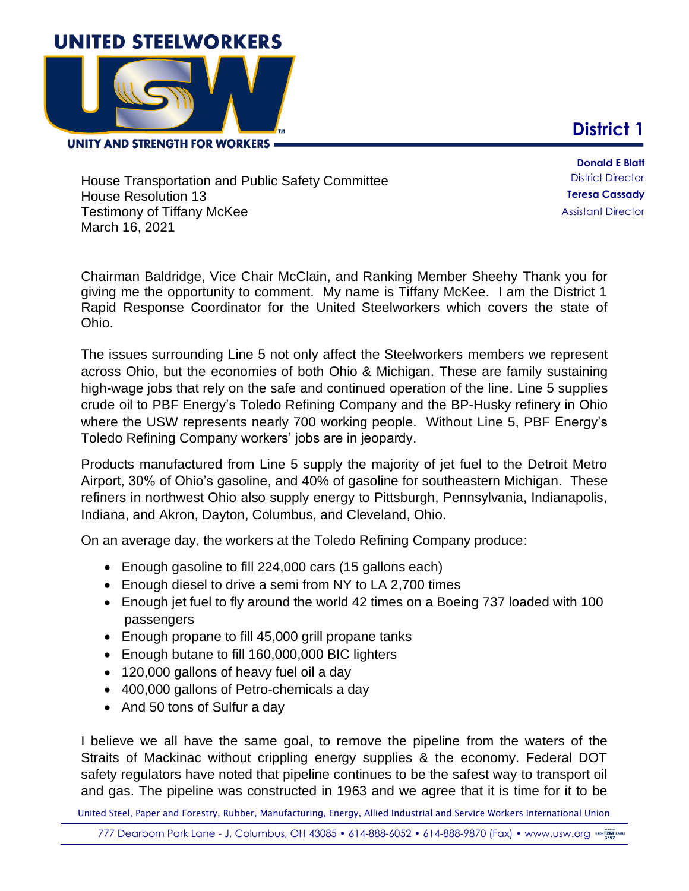**UNITED STEELWORKERS**

**UNITY AND STRENGTH FOR WORKERS**

## District 1

**Donald E Blatt**
District Director
**Teresa Cassady**
Assistant Director

House Transportation and Public Safety Committee
House Resolution 13
Testimony of Tiffany McKee
March 16, 2021

Chairman Baldridge, Vice Chair McClain, and Ranking Member Sheehy Thank you for giving me the opportunity to comment. My name is Tiffany McKee. I am the District 1 Rapid Response Coordinator for the United Steelworkers which covers the state of Ohio.

The issues surrounding Line 5 not only affect the Steelworkers members we represent across Ohio, but the economies of both Ohio & Michigan. These are family sustaining high-wage jobs that rely on the safe and continued operation of the line. Line 5 supplies crude oil to PBF Energy's Toledo Refining Company and the BP-Husky refinery in Ohio where the USW represents nearly 700 working people. Without Line 5, PBF Energy's Toledo Refining Company workers' jobs are in jeopardy.

Products manufactured from Line 5 supply the majority of jet fuel to the Detroit Metro Airport, 30% of Ohio's gasoline, and 40% of gasoline for southeastern Michigan. These refiners in northwest Ohio also supply energy to Pittsburgh, Pennsylvania, Indianapolis, Indiana, and Akron, Dayton, Columbus, and Cleveland, Ohio.

On an average day, the workers at the Toledo Refining Company produce:

- Enough gasoline to fill 224,000 cars (15 gallons each)
- Enough diesel to drive a semi from NY to LA 2,700 times
- Enough jet fuel to fly around the world 42 times on a Boeing 737 loaded with 100 passengers
- Enough propane to fill 45,000 grill propane tanks
- Enough butane to fill 160,000,000 BIC lighters
- 120,000 gallons of heavy fuel oil a day
- 400,000 gallons of Petro-chemicals a day
- And 50 tons of Sulfur a day

I believe we all have the same goal, to remove the pipeline from the waters of the Straits of Mackinac without crippling energy supplies & the economy. Federal DOT safety regulators have noted that pipeline continues to be the safest way to transport oil and gas. The pipeline was constructed in 1963 and we agree that it is time for it to be

United Steel, Paper and Forestry, Rubber, Manufacturing, Energy, Allied Industrial and Service Workers International Union

777 Dearborn Park Lane - J, Columbus, OH 43085 • 614-888-6052 • 614-888-9870 (Fax) • www.usw.org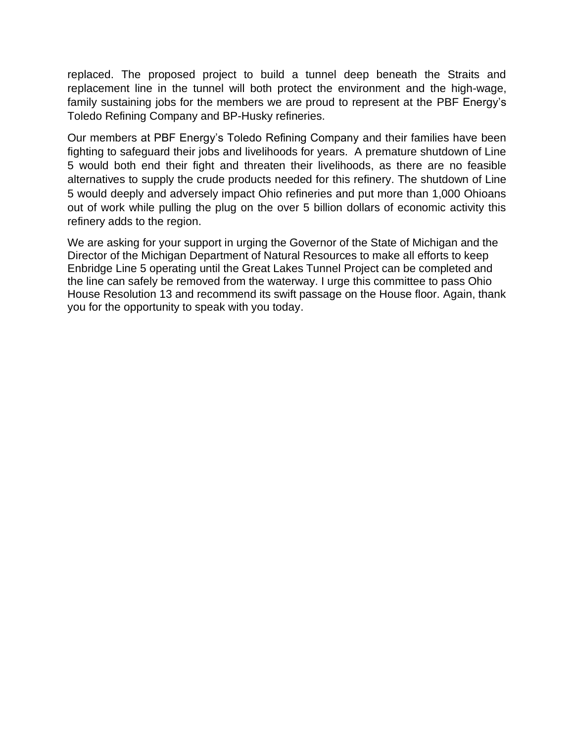replaced. The proposed project to build a tunnel deep beneath the Straits and replacement line in the tunnel will both protect the environment and the high-wage, family sustaining jobs for the members we are proud to represent at the PBF Energy's Toledo Refining Company and BP-Husky refineries.

Our members at PBF Energy's Toledo Refining Company and their families have been fighting to safeguard their jobs and livelihoods for years. A premature shutdown of Line 5 would both end their fight and threaten their livelihoods, as there are no feasible alternatives to supply the crude products needed for this refinery. The shutdown of Line 5 would deeply and adversely impact Ohio refineries and put more than 1,000 Ohioans out of work while pulling the plug on the over 5 billion dollars of economic activity this refinery adds to the region.

We are asking for your support in urging the Governor of the State of Michigan and the Director of the Michigan Department of Natural Resources to make all efforts to keep Enbridge Line 5 operating until the Great Lakes Tunnel Project can be completed and the line can safely be removed from the waterway. I urge this committee to pass Ohio House Resolution 13 and recommend its swift passage on the House floor. Again, thank you for the opportunity to speak with you today.